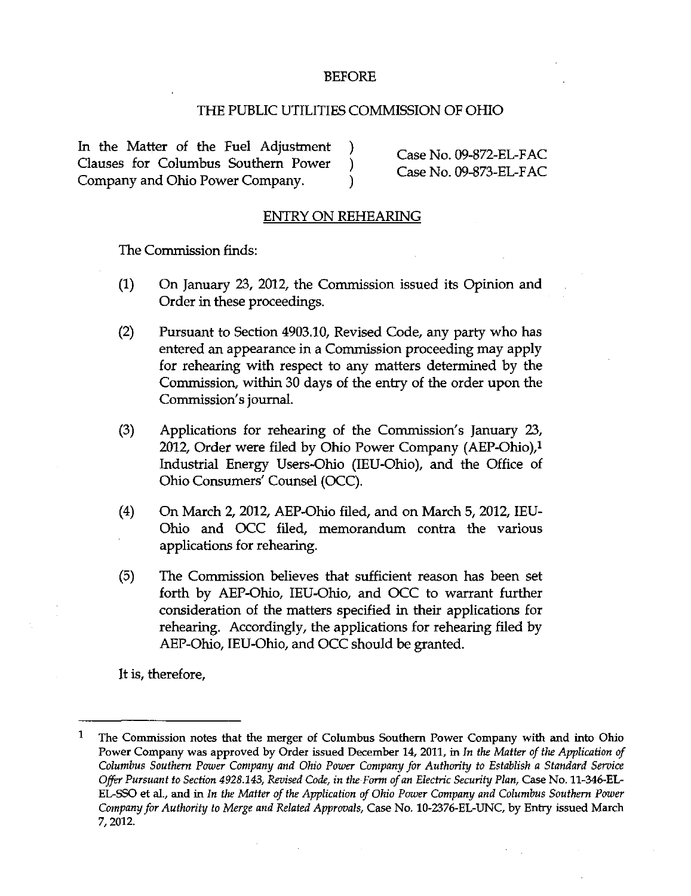# BEFORE

## THE PUBLIC UTILITIES COMMISSION OF OHIO

| | | |
|---|---|---|
| In the Matter of the Fuel Adjustment Clauses for Columbus Southern Power Company and Ohio Power Company. | ) ) ) | Case No. 09-872-EL-FAC Case No. 09-873-EL-FAC |

## ENTRY ON REHEARING

The Commission finds:

(1) On January 23, 2012, the Commission issued its Opinion and Order in these proceedings.

(2) Pursuant to Section 4903.10, Revised Code, any party who has entered an appearance in a Commission proceeding may apply for rehearing with respect to any matters determined by the Commission, within 30 days of the entry of the order upon the Commission's journal.

(3) Applications for rehearing of the Commission's January 23, 2012, Order were filed by Ohio Power Company (AEP-Ohio),[1] Industrial Energy Users-Ohio (IEU-Ohio), and the Office of Ohio Consumers' Counsel (OCC).

(4) On March 2, 2012, AEP-Ohio filed, and on March 5, 2012, IEU-Ohio and OCC filed, memorandum contra the various applications for rehearing.

(5) The Commission believes that sufficient reason has been set forth by AEP-Ohio, IEU-Ohio, and OCC to warrant further consideration of the matters specified in their applications for rehearing. Accordingly, the applications for rehearing filed by AEP-Ohio, IEU-Ohio, and OCC should be granted.

It is, therefore,

---

[1] The Commission notes that the merger of Columbus Southern Power Company with and into Ohio Power Company was approved by Order issued December 14, 2011, in *In the Matter of the Application of Columbus Southern Power Company and Ohio Power Company for Authority to Establish a Standard Service Offer Pursuant to Section 4928.143, Revised Code, in the Form of an Electric Security Plan*, Case No. 11-346-EL-EL-SSO et al., and in *In the Matter of the Application of Ohio Power Company and Columbus Southern Power Company for Authority to Merge and Related Approvals*, Case No. 10-2376-EL-UNC, by Entry issued March 7, 2012.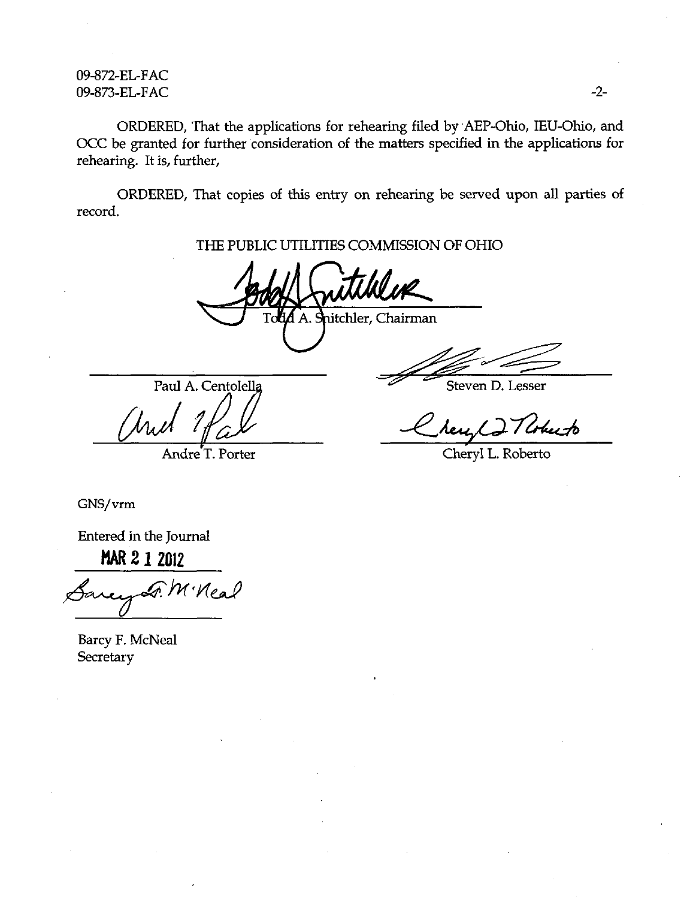09-872-EL-FAC
09-873-EL-FAC

ORDERED, That the applications for rehearing filed by AEP-Ohio, IEU-Ohio, and OCC be granted for further consideration of the matters specified in the applications for rehearing. It is, further,

ORDERED, That copies of this entry on rehearing be served upon all parties of record.

THE PUBLIC UTILITIES COMMISSION OF OHIO

Todd A. Snitchler, Chairman

Paul A. Centolella

Steven D. Lesser

Andre T. Porter

Cheryl L. Roberto

GNS/vrm

Entered in the Journal

MAR 2 1 2012

Barcy F. McNeal
Secretary